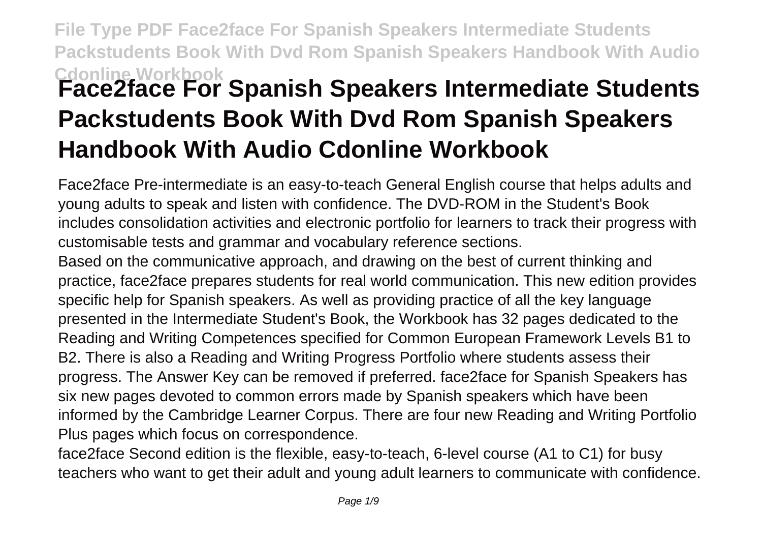# Face2face For Spanish Speakers Intermediate Students Packstudents Book With Dvd Rom Spanish Speakers Handbook With Audio Cdonline Workbook

Face2face Pre-intermediate is an easy-to-teach General English course that helps adults and young adults to speak and listen with confidence. The DVD-ROM in the Student's Book includes consolidation activities and electronic portfolio for learners to track their progress with customisable tests and grammar and vocabulary reference sections.

Based on the communicative approach, and drawing on the best of current thinking and practice, face2face prepares students for real world communication. This new edition provides specific help for Spanish speakers. As well as providing practice of all the key language presented in the Intermediate Student's Book, the Workbook has 32 pages dedicated to the Reading and Writing Competences specified for Common European Framework Levels B1 to B2. There is also a Reading and Writing Progress Portfolio where students assess their progress. The Answer Key can be removed if preferred. face2face for Spanish Speakers has six new pages devoted to common errors made by Spanish speakers which have been informed by the Cambridge Learner Corpus. There are four new Reading and Writing Portfolio Plus pages which focus on correspondence.

face2face Second edition is the flexible, easy-to-teach, 6-level course (A1 to C1) for busy teachers who want to get their adult and young adult learners to communicate with confidence.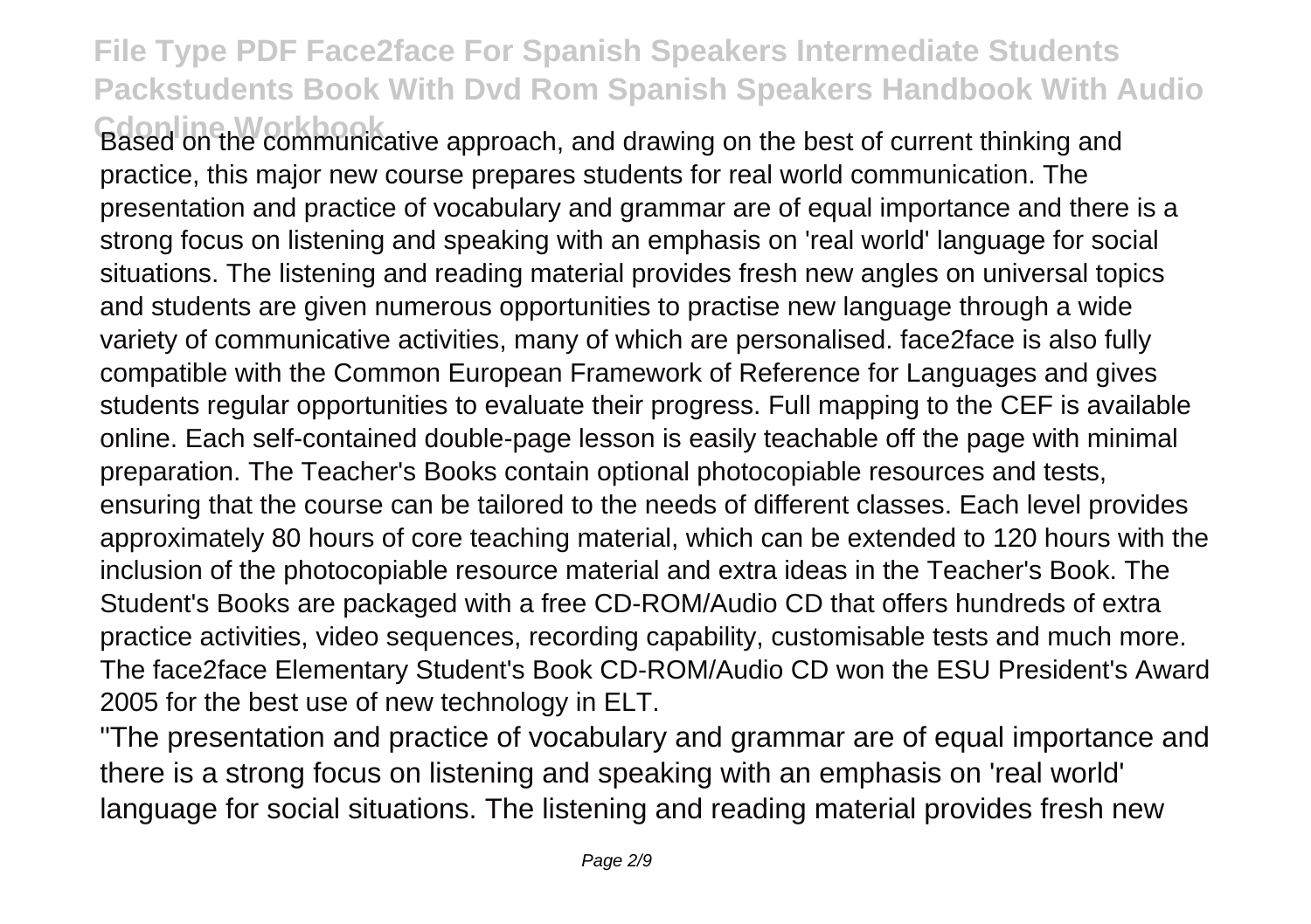Based on the communicative approach, and drawing on the best of current thinking and practice, this major new course prepares students for real world communication. The presentation and practice of vocabulary and grammar are of equal importance and there is a strong focus on listening and speaking with an emphasis on 'real world' language for social situations. The listening and reading material provides fresh new angles on universal topics and students are given numerous opportunities to practise new language through a wide variety of communicative activities, many of which are personalised. face2face is also fully compatible with the Common European Framework of Reference for Languages and gives students regular opportunities to evaluate their progress. Full mapping to the CEF is available online. Each self-contained double-page lesson is easily teachable off the page with minimal preparation. The Teacher's Books contain optional photocopiable resources and tests, ensuring that the course can be tailored to the needs of different classes. Each level provides approximately 80 hours of core teaching material, which can be extended to 120 hours with the inclusion of the photocopiable resource material and extra ideas in the Teacher's Book. The Student's Books are packaged with a free CD-ROM/Audio CD that offers hundreds of extra practice activities, video sequences, recording capability, customisable tests and much more. The face2face Elementary Student's Book CD-ROM/Audio CD won the ESU President's Award 2005 for the best use of new technology in ELT.

"The presentation and practice of vocabulary and grammar are of equal importance and there is a strong focus on listening and speaking with an emphasis on 'real world' language for social situations. The listening and reading material provides fresh new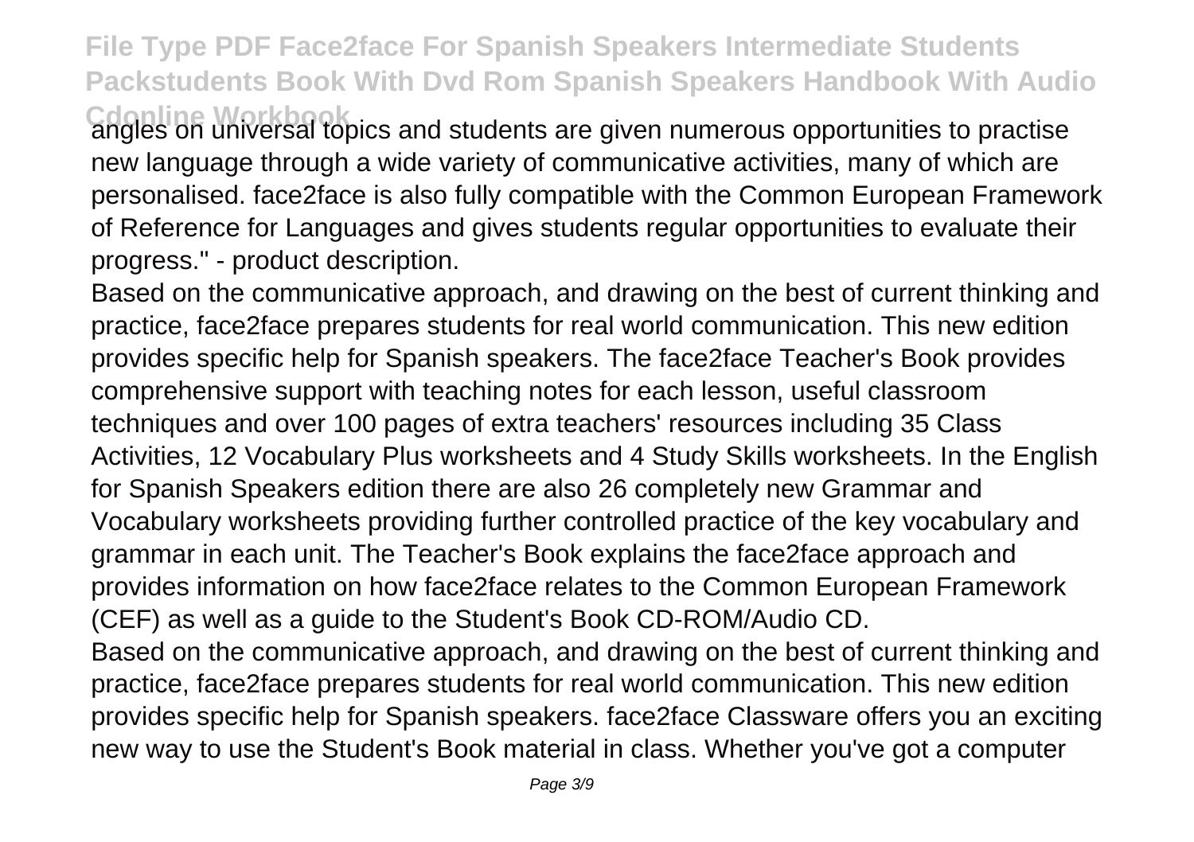angles on universal topics and students are given numerous opportunities to practise new language through a wide variety of communicative activities, many of which are personalised. face2face is also fully compatible with the Common European Framework of Reference for Languages and gives students regular opportunities to evaluate their progress." - product description.

Based on the communicative approach, and drawing on the best of current thinking and practice, face2face prepares students for real world communication. This new edition provides specific help for Spanish speakers. The face2face Teacher's Book provides comprehensive support with teaching notes for each lesson, useful classroom techniques and over 100 pages of extra teachers' resources including 35 Class Activities, 12 Vocabulary Plus worksheets and 4 Study Skills worksheets. In the English for Spanish Speakers edition there are also 26 completely new Grammar and Vocabulary worksheets providing further controlled practice of the key vocabulary and grammar in each unit. The Teacher's Book explains the face2face approach and provides information on how face2face relates to the Common European Framework (CEF) as well as a guide to the Student's Book CD-ROM/Audio CD.

Based on the communicative approach, and drawing on the best of current thinking and practice, face2face prepares students for real world communication. This new edition provides specific help for Spanish speakers. face2face Classware offers you an exciting new way to use the Student's Book material in class. Whether you've got a computer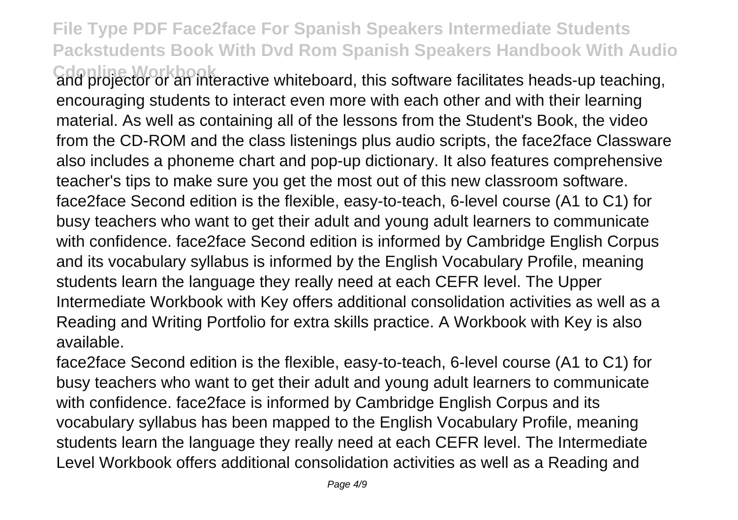and projector or an interactive whiteboard, this software facilitates heads-up teaching, encouraging students to interact even more with each other and with their learning material. As well as containing all of the lessons from the Student's Book, the video from the CD-ROM and the class listenings plus audio scripts, the face2face Classware also includes a phoneme chart and pop-up dictionary. It also features comprehensive teacher's tips to make sure you get the most out of this new classroom software. face2face Second edition is the flexible, easy-to-teach, 6-level course (A1 to C1) for busy teachers who want to get their adult and young adult learners to communicate with confidence. face2face Second edition is informed by Cambridge English Corpus and its vocabulary syllabus is informed by the English Vocabulary Profile, meaning students learn the language they really need at each CEFR level. The Upper Intermediate Workbook with Key offers additional consolidation activities as well as a Reading and Writing Portfolio for extra skills practice. A Workbook with Key is also available.

face2face Second edition is the flexible, easy-to-teach, 6-level course (A1 to C1) for busy teachers who want to get their adult and young adult learners to communicate with confidence. face2face is informed by Cambridge English Corpus and its vocabulary syllabus has been mapped to the English Vocabulary Profile, meaning students learn the language they really need at each CEFR level. The Intermediate Level Workbook offers additional consolidation activities as well as a Reading and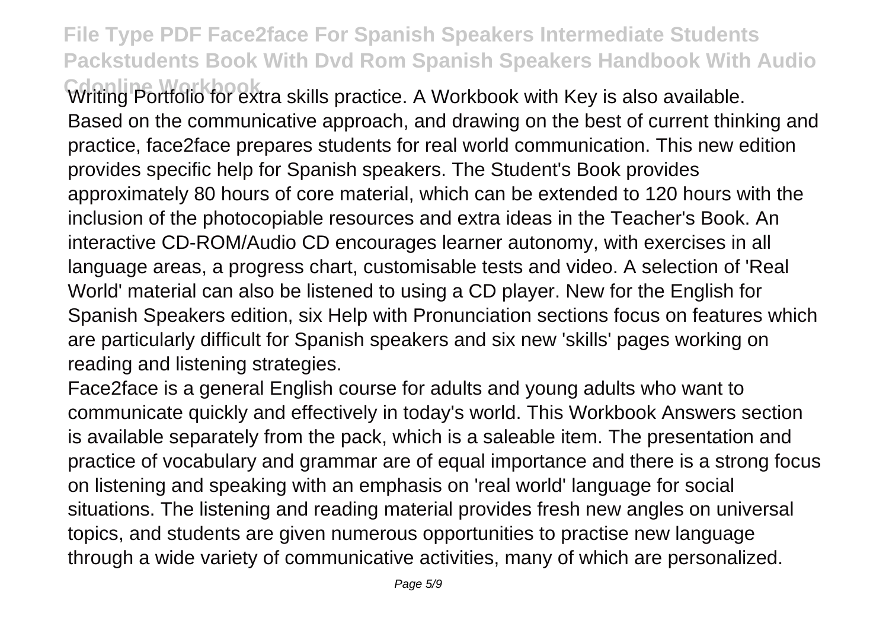Writing Portfolio for extra skills practice. A Workbook with Key is also available. Based on the communicative approach, and drawing on the best of current thinking and practice, face2face prepares students for real world communication. This new edition provides specific help for Spanish speakers. The Student's Book provides approximately 80 hours of core material, which can be extended to 120 hours with the inclusion of the photocopiable resources and extra ideas in the Teacher's Book. An interactive CD-ROM/Audio CD encourages learner autonomy, with exercises in all language areas, a progress chart, customisable tests and video. A selection of 'Real World' material can also be listened to using a CD player. New for the English for Spanish Speakers edition, six Help with Pronunciation sections focus on features which are particularly difficult for Spanish speakers and six new 'skills' pages working on reading and listening strategies.

Face2face is a general English course for adults and young adults who want to communicate quickly and effectively in today's world. This Workbook Answers section is available separately from the pack, which is a saleable item. The presentation and practice of vocabulary and grammar are of equal importance and there is a strong focus on listening and speaking with an emphasis on 'real world' language for social situations. The listening and reading material provides fresh new angles on universal topics, and students are given numerous opportunities to practise new language through a wide variety of communicative activities, many of which are personalized.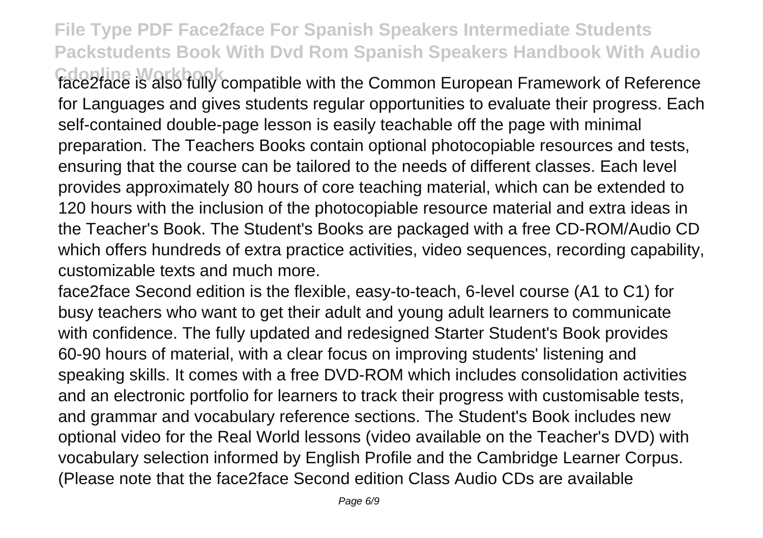face2face is also fully compatible with the Common European Framework of Reference for Languages and gives students regular opportunities to evaluate their progress. Each self-contained double-page lesson is easily teachable off the page with minimal preparation. The Teachers Books contain optional photocopiable resources and tests, ensuring that the course can be tailored to the needs of different classes. Each level provides approximately 80 hours of core teaching material, which can be extended to 120 hours with the inclusion of the photocopiable resource material and extra ideas in the Teacher's Book. The Student's Books are packaged with a free CD-ROM/Audio CD which offers hundreds of extra practice activities, video sequences, recording capability, customizable texts and much more.

face2face Second edition is the flexible, easy-to-teach, 6-level course (A1 to C1) for busy teachers who want to get their adult and young adult learners to communicate with confidence. The fully updated and redesigned Starter Student's Book provides 60-90 hours of material, with a clear focus on improving students' listening and speaking skills. It comes with a free DVD-ROM which includes consolidation activities and an electronic portfolio for learners to track their progress with customisable tests, and grammar and vocabulary reference sections. The Student's Book includes new optional video for the Real World lessons (video available on the Teacher's DVD) with vocabulary selection informed by English Profile and the Cambridge Learner Corpus. (Please note that the face2face Second edition Class Audio CDs are available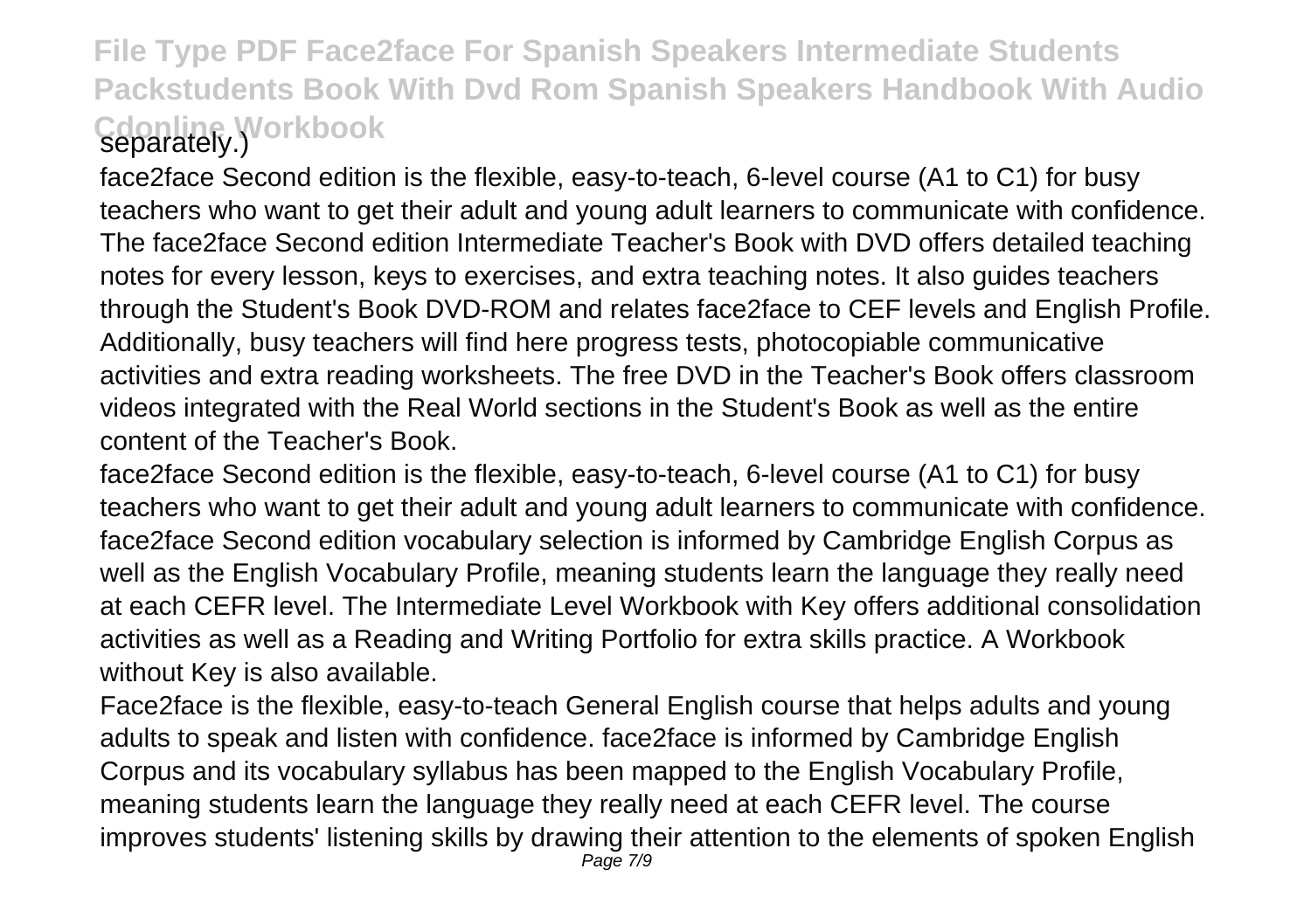separately.)

face2face Second edition is the flexible, easy-to-teach, 6-level course (A1 to C1) for busy teachers who want to get their adult and young adult learners to communicate with confidence. The face2face Second edition Intermediate Teacher's Book with DVD offers detailed teaching notes for every lesson, keys to exercises, and extra teaching notes. It also guides teachers through the Student's Book DVD-ROM and relates face2face to CEF levels and English Profile. Additionally, busy teachers will find here progress tests, photocopiable communicative activities and extra reading worksheets. The free DVD in the Teacher's Book offers classroom videos integrated with the Real World sections in the Student's Book as well as the entire content of the Teacher's Book.

face2face Second edition is the flexible, easy-to-teach, 6-level course (A1 to C1) for busy teachers who want to get their adult and young adult learners to communicate with confidence. face2face Second edition vocabulary selection is informed by Cambridge English Corpus as well as the English Vocabulary Profile, meaning students learn the language they really need at each CEFR level. The Intermediate Level Workbook with Key offers additional consolidation activities as well as a Reading and Writing Portfolio for extra skills practice. A Workbook without Key is also available.

Face2face is the flexible, easy-to-teach General English course that helps adults and young adults to speak and listen with confidence. face2face is informed by Cambridge English Corpus and its vocabulary syllabus has been mapped to the English Vocabulary Profile, meaning students learn the language they really need at each CEFR level. The course improves students' listening skills by drawing their attention to the elements of spoken English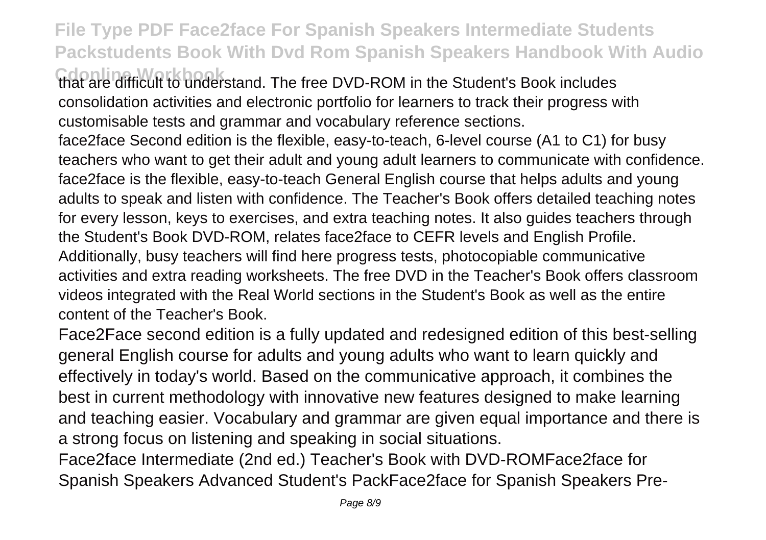that are difficult to understand. The free DVD-ROM in the Student's Book includes consolidation activities and electronic portfolio for learners to track their progress with customisable tests and grammar and vocabulary reference sections.

face2face Second edition is the flexible, easy-to-teach, 6-level course (A1 to C1) for busy teachers who want to get their adult and young adult learners to communicate with confidence. face2face is the flexible, easy-to-teach General English course that helps adults and young adults to speak and listen with confidence. The Teacher's Book offers detailed teaching notes for every lesson, keys to exercises, and extra teaching notes. It also guides teachers through the Student's Book DVD-ROM, relates face2face to CEFR levels and English Profile. Additionally, busy teachers will find here progress tests, photocopiable communicative activities and extra reading worksheets. The free DVD in the Teacher's Book offers classroom videos integrated with the Real World sections in the Student's Book as well as the entire content of the Teacher's Book.

Face2Face second edition is a fully updated and redesigned edition of this best-selling general English course for adults and young adults who want to learn quickly and effectively in today's world. Based on the communicative approach, it combines the best in current methodology with innovative new features designed to make learning and teaching easier. Vocabulary and grammar are given equal importance and there is a strong focus on listening and speaking in social situations.

Face2face Intermediate (2nd ed.) Teacher's Book with DVD-ROMFace2face for Spanish Speakers Advanced Student's PackFace2face for Spanish Speakers Pre-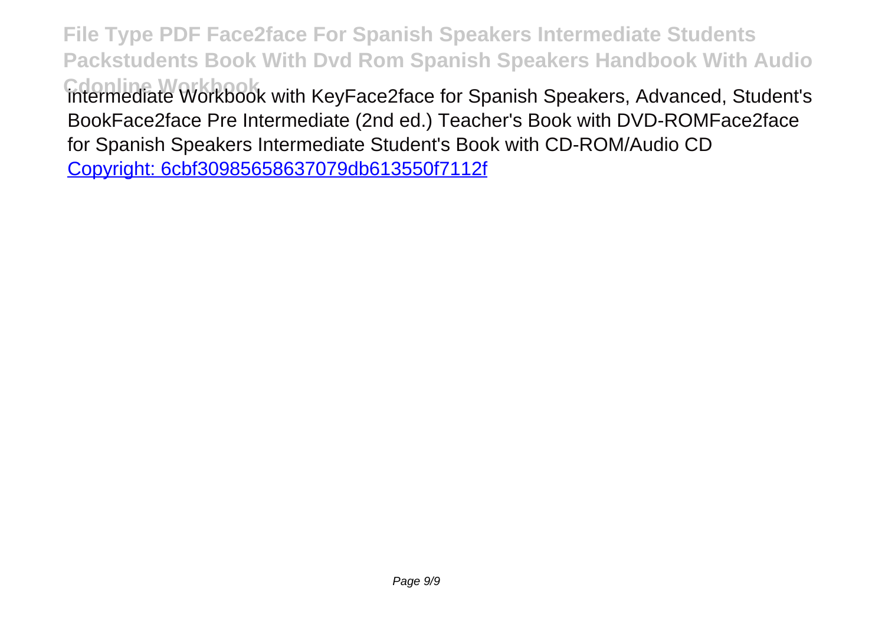intermediate Workbook with KeyFace2face for Spanish Speakers, Advanced, Student's BookFace2face Pre Intermediate (2nd ed.) Teacher's Book with DVD-ROMFace2face for Spanish Speakers Intermediate Student's Book with CD-ROM/Audio CD

Copyright: 6cbf30985658637079db613550f7112f